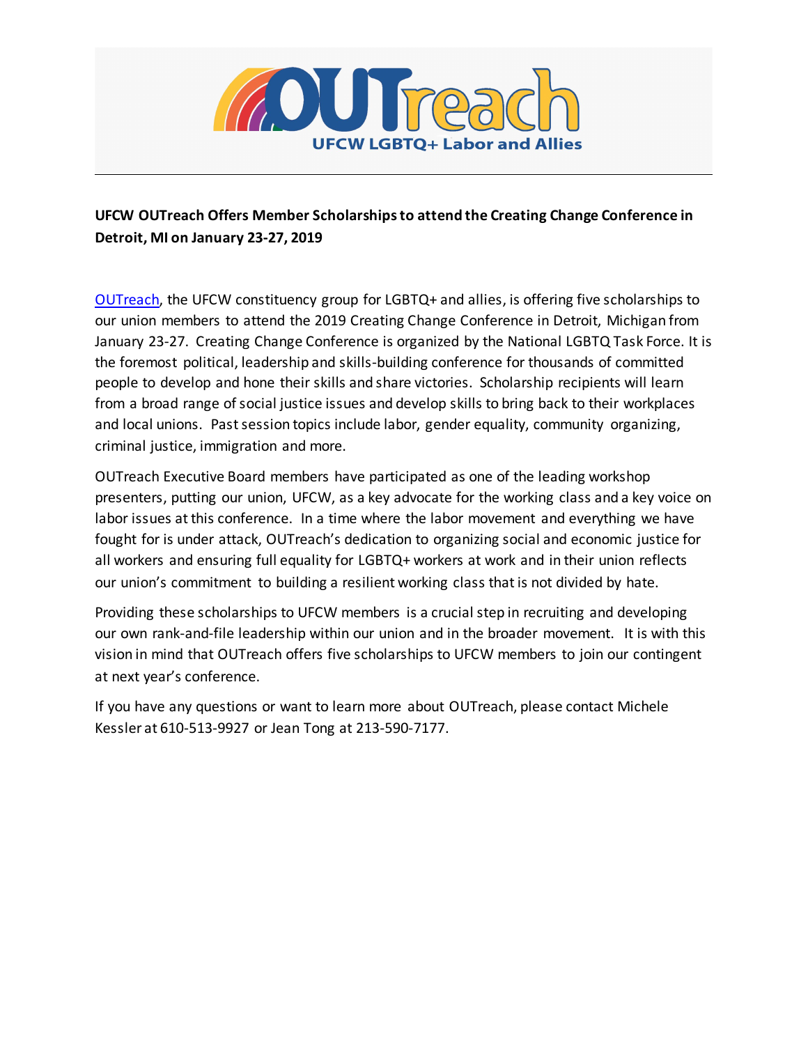**OUTreach**

**UFCW LGBTQ+ Labor and Allies**

**UFCW OUTreach Offers Member Scholarships to attend the Creating Change Conference in Detroit, MI on January 23-27, 2019**

OUTreach, the UFCW constituency group for LGBTQ+ and allies, is offering five scholarships to our union members to attend the 2019 Creating Change Conference in Detroit, Michigan from January 23-27. Creating Change Conference is organized by the National LGBTQ Task Force. It is the foremost political, leadership and skills-building conference for thousands of committed people to develop and hone their skills and share victories. Scholarship recipients will learn from a broad range of social justice issues and develop skills to bring back to their workplaces and local unions. Past session topics include labor, gender equality, community organizing, criminal justice, immigration and more.

OUTreach Executive Board members have participated as one of the leading workshop presenters, putting our union, UFCW, as a key advocate for the working class and a key voice on labor issues at this conference. In a time where the labor movement and everything we have fought for is under attack, OUTreach's dedication to organizing social and economic justice for all workers and ensuring full equality for LGBTQ+ workers at work and in their union reflects our union's commitment to building a resilient working class that is not divided by hate.

Providing these scholarships to UFCW members is a crucial step in recruiting and developing our own rank-and-file leadership within our union and in the broader movement. It is with this vision in mind that OUTreach offers five scholarships to UFCW members to join our contingent at next year's conference.

If you have any questions or want to learn more about OUTreach, please contact Michele Kessler at 610-513-9927 or Jean Tong at 213-590-7177.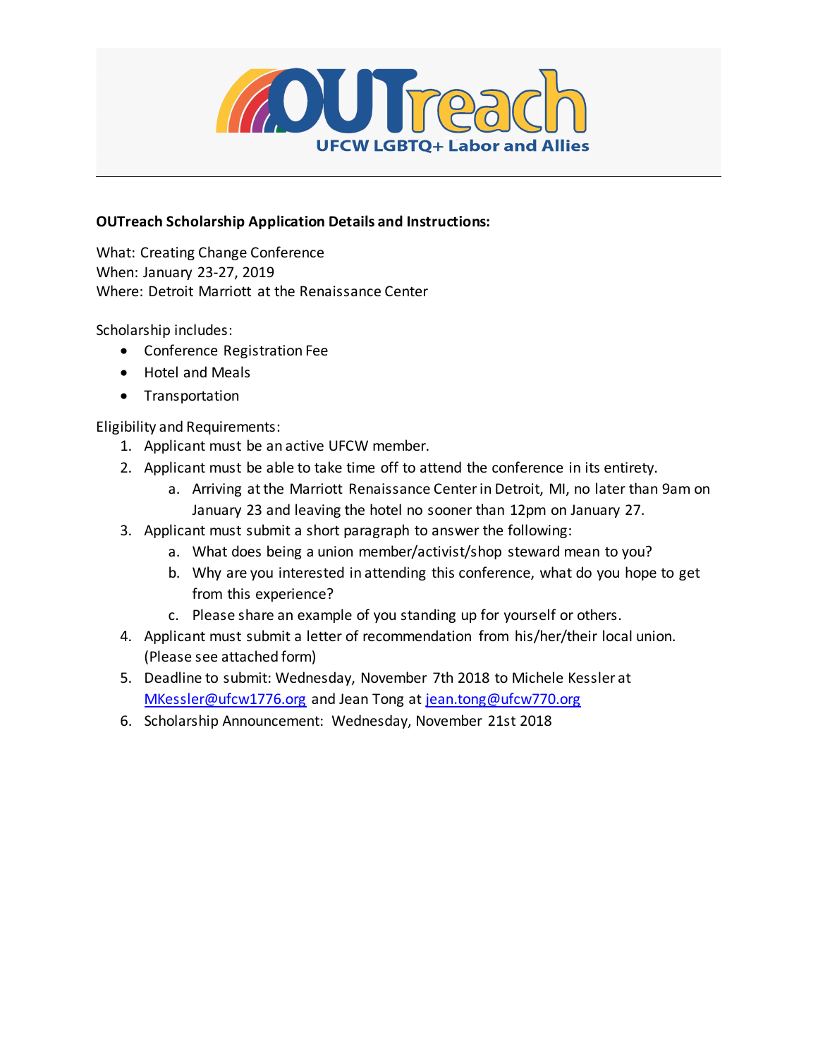# OUTreach

UFCW LGBTQ+ Labor and Allies

**OUTreach Scholarship Application Details and Instructions:**

What: Creating Change Conference
When: January 23-27, 2019
Where: Detroit Marriott at the Renaissance Center

Scholarship includes:

- Conference Registration Fee
- Hotel and Meals
- Transportation

Eligibility and Requirements:

1. Applicant must be an active UFCW member.
2. Applicant must be able to take time off to attend the conference in its entirety.
   a. Arriving at the Marriott Renaissance Center in Detroit, MI, no later than 9am on January 23 and leaving the hotel no sooner than 12pm on January 27.
3. Applicant must submit a short paragraph to answer the following:
   a. What does being a union member/activist/shop steward mean to you?
   b. Why are you interested in attending this conference, what do you hope to get from this experience?
   c. Please share an example of you standing up for yourself or others.
4. Applicant must submit a letter of recommendation from his/her/their local union. (Please see attached form)
5. Deadline to submit: Wednesday, November 7th 2018 to Michele Kessler at MKessler@ufcw1776.org and Jean Tong at jean.tong@ufcw770.org
6. Scholarship Announcement: Wednesday, November 21st 2018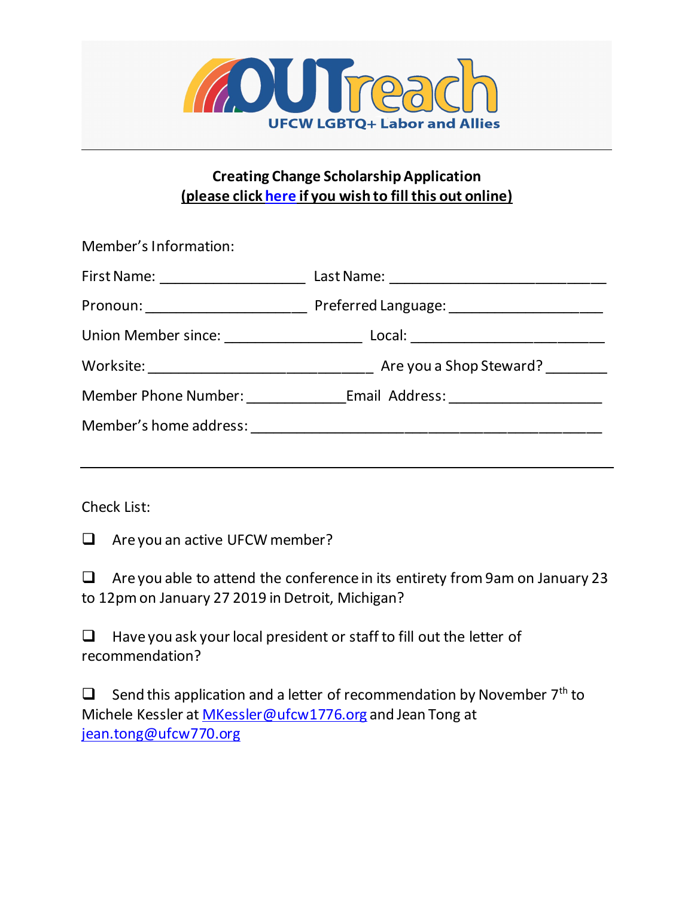OUTreach

UFCW LGBTQ+ Labor and Allies

**Creating Change Scholarship Application**
**(please click here if you wish to fill this out online)**

Member's Information:

First Name: __________________ Last Name: ___________________________

Pronoun: ____________________ Preferred Language: ___________________

Union Member since: _________________ Local: ________________________

Worksite: ____________________________ Are you a Shop Steward? ________

Member Phone Number: ____________Email Address: ___________________

Member's home address: ___________________________________________

---

Check List:

❑ Are you an active UFCW member?

❑ Are you able to attend the conference in its entirety from 9am on January 23 to 12pm on January 27 2019 in Detroit, Michigan?

❑ Have you ask your local president or staff to fill out the letter of recommendation?

❑ Send this application and a letter of recommendation by November 7th to Michele Kessler at MKessler@ufcw1776.org and Jean Tong at jean.tong@ufcw770.org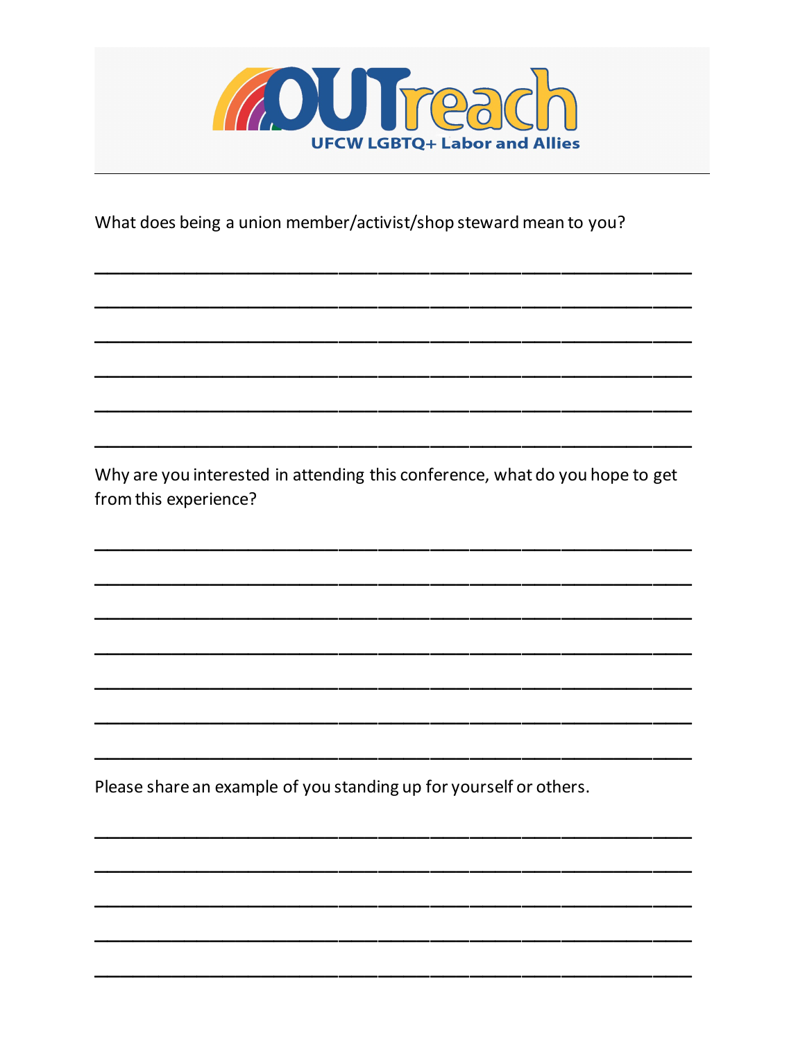OUTreach

UFCW LGBTQ+ Labor and Allies

What does being a union member/activist/shop steward mean to you?

______________________________________________________________________

______________________________________________________________________

______________________________________________________________________

______________________________________________________________________

______________________________________________________________________

______________________________________________________________________

Why are you interested in attending this conference, what do you hope to get from this experience?

______________________________________________________________________

______________________________________________________________________

______________________________________________________________________

______________________________________________________________________

______________________________________________________________________

______________________________________________________________________

______________________________________________________________________

Please share an example of you standing up for yourself or others.

______________________________________________________________________

______________________________________________________________________

______________________________________________________________________

______________________________________________________________________

______________________________________________________________________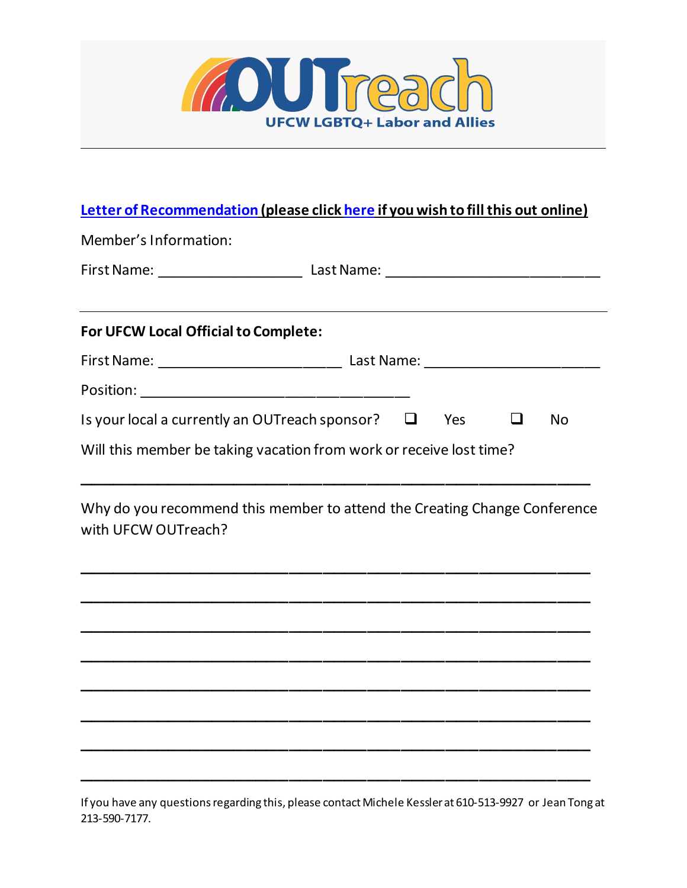OUTreach
UFCW LGBTQ+ Labor and Allies

**Letter of Recommendation (please click here if you wish to fill this out online)**

Member's Information:

First Name: __________________ Last Name: ___________________________

**For UFCW Local Official to Complete:**

First Name: _______________________ Last Name: ______________________

Position: __________________________________

Is your local a currently an OUTreach sponsor? ❑ Yes ❑ No

Will this member be taking vacation from work or receive lost time?

_________________________________________________________________

Why do you recommend this member to attend the Creating Change Conference with UFCW OUTreach?

_________________________________________________________________

_________________________________________________________________

_________________________________________________________________

_________________________________________________________________

_________________________________________________________________

_________________________________________________________________

_________________________________________________________________

_________________________________________________________________

If you have any questions regarding this, please contact Michele Kessler at 610-513-9927 or Jean Tong at 213-590-7177.